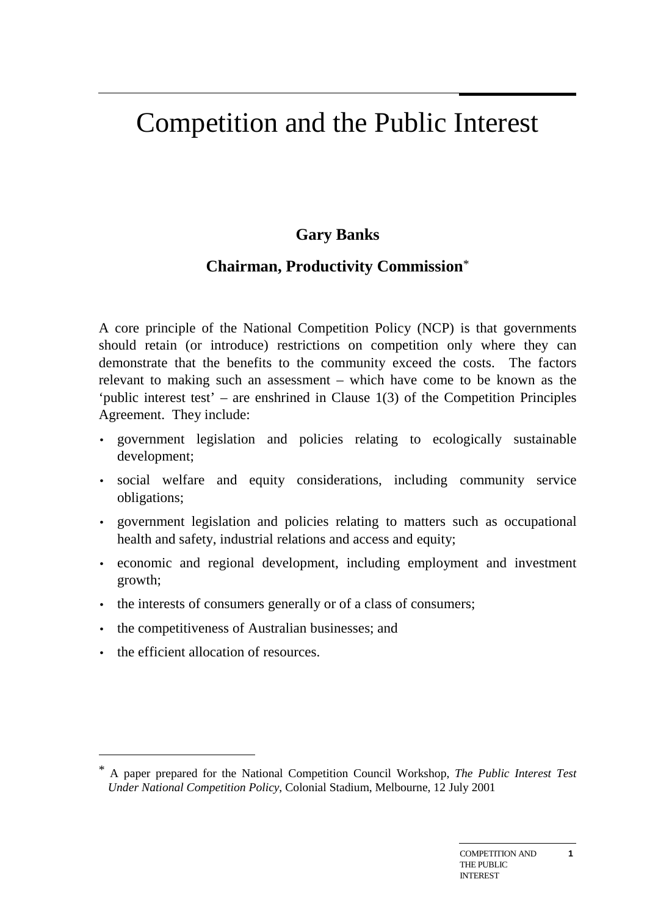# Competition and the Public Interest

**Gary Banks**

**Chairman, Productivity Commission**[*]

A core principle of the National Competition Policy (NCP) is that governments should retain (or introduce) restrictions on competition only where they can demonstrate that the benefits to the community exceed the costs. The factors relevant to making such an assessment – which have come to be known as the 'public interest test' – are enshrined in Clause 1(3) of the Competition Principles Agreement. They include:

- government legislation and policies relating to ecologically sustainable development;
- social welfare and equity considerations, including community service obligations;
- government legislation and policies relating to matters such as occupational health and safety, industrial relations and access and equity;
- economic and regional development, including employment and investment growth;
- the interests of consumers generally or of a class of consumers;
- the competitiveness of Australian businesses; and
- the efficient allocation of resources.

---

[*] A paper prepared for the National Competition Council Workshop, *The Public Interest Test Under National Competition Policy*, Colonial Stadium, Melbourne, 12 July 2001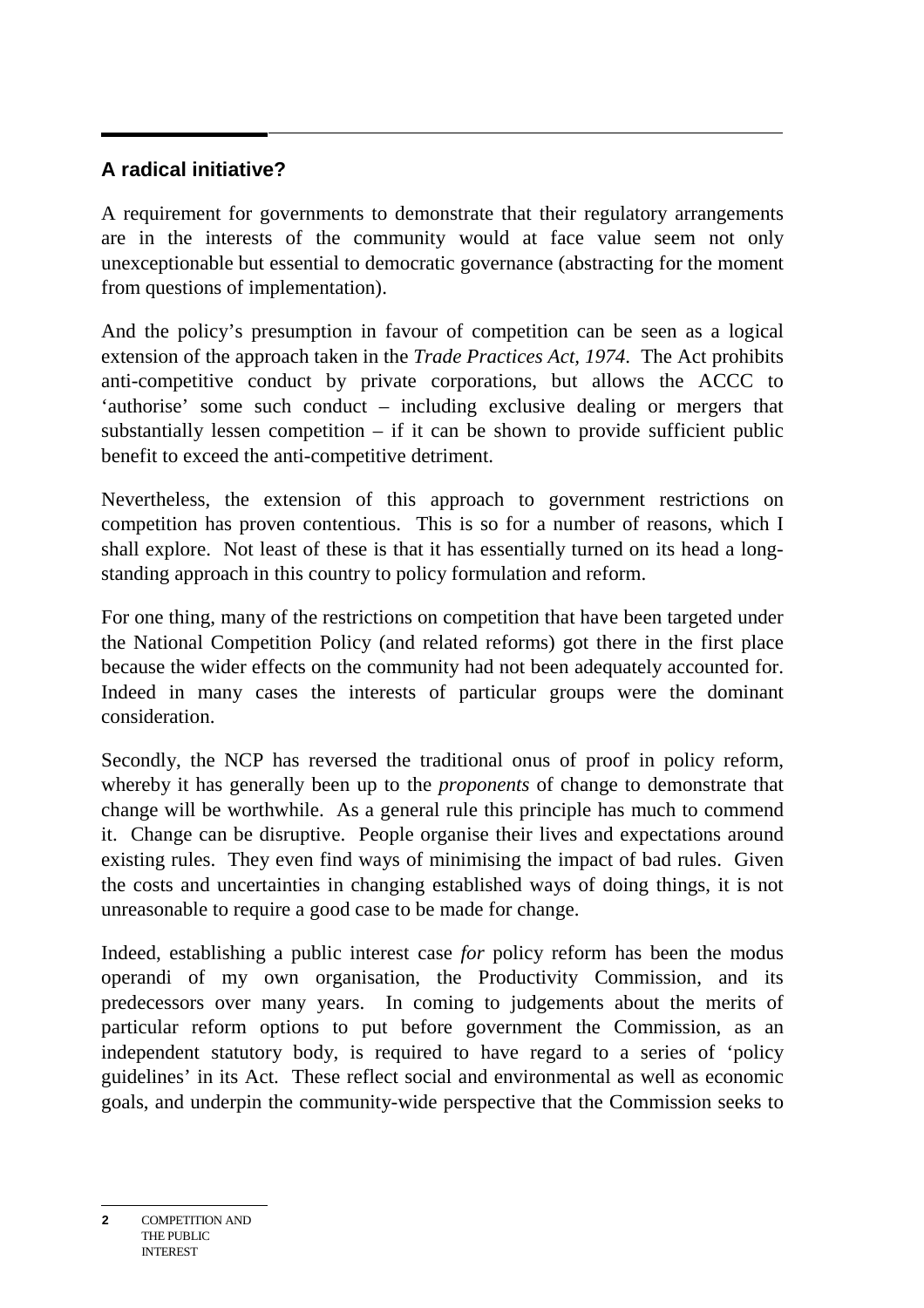## A radical initiative?

A requirement for governments to demonstrate that their regulatory arrangements are in the interests of the community would at face value seem not only unexceptionable but essential to democratic governance (abstracting for the moment from questions of implementation).

And the policy's presumption in favour of competition can be seen as a logical extension of the approach taken in the *Trade Practices Act, 1974*. The Act prohibits anti-competitive conduct by private corporations, but allows the ACCC to 'authorise' some such conduct – including exclusive dealing or mergers that substantially lessen competition – if it can be shown to provide sufficient public benefit to exceed the anti-competitive detriment.

Nevertheless, the extension of this approach to government restrictions on competition has proven contentious. This is so for a number of reasons, which I shall explore. Not least of these is that it has essentially turned on its head a long-standing approach in this country to policy formulation and reform.

For one thing, many of the restrictions on competition that have been targeted under the National Competition Policy (and related reforms) got there in the first place because the wider effects on the community had not been adequately accounted for. Indeed in many cases the interests of particular groups were the dominant consideration.

Secondly, the NCP has reversed the traditional onus of proof in policy reform, whereby it has generally been up to the *proponents* of change to demonstrate that change will be worthwhile. As a general rule this principle has much to commend it. Change can be disruptive. People organise their lives and expectations around existing rules. They even find ways of minimising the impact of bad rules. Given the costs and uncertainties in changing established ways of doing things, it is not unreasonable to require a good case to be made for change.

Indeed, establishing a public interest case *for* policy reform has been the modus operandi of my own organisation, the Productivity Commission, and its predecessors over many years. In coming to judgements about the merits of particular reform options to put before government the Commission, as an independent statutory body, is required to have regard to a series of 'policy guidelines' in its Act. These reflect social and environmental as well as economic goals, and underpin the community-wide perspective that the Commission seeks to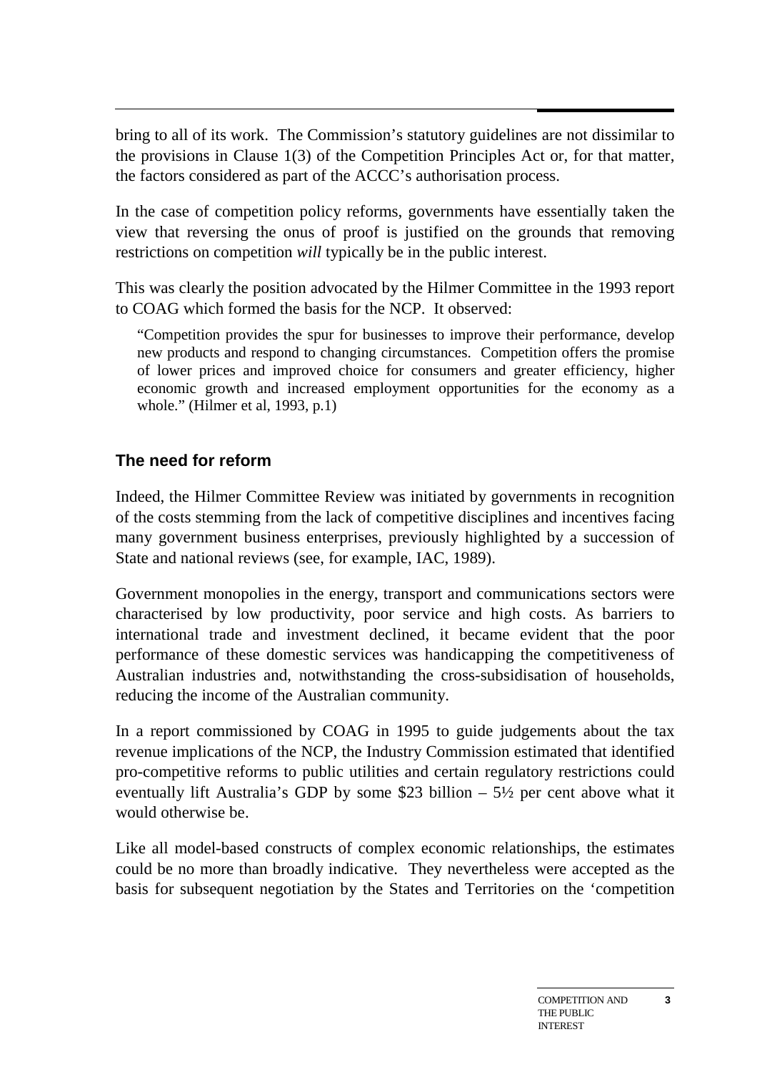bring to all of its work. The Commission's statutory guidelines are not dissimilar to the provisions in Clause 1(3) of the Competition Principles Act or, for that matter, the factors considered as part of the ACCC's authorisation process.

In the case of competition policy reforms, governments have essentially taken the view that reversing the onus of proof is justified on the grounds that removing restrictions on competition *will* typically be in the public interest.

This was clearly the position advocated by the Hilmer Committee in the 1993 report to COAG which formed the basis for the NCP. It observed:

> "Competition provides the spur for businesses to improve their performance, develop new products and respond to changing circumstances. Competition offers the promise of lower prices and improved choice for consumers and greater efficiency, higher economic growth and increased employment opportunities for the economy as a whole." (Hilmer et al, 1993, p.1)

### The need for reform

Indeed, the Hilmer Committee Review was initiated by governments in recognition of the costs stemming from the lack of competitive disciplines and incentives facing many government business enterprises, previously highlighted by a succession of State and national reviews (see, for example, IAC, 1989).

Government monopolies in the energy, transport and communications sectors were characterised by low productivity, poor service and high costs. As barriers to international trade and investment declined, it became evident that the poor performance of these domestic services was handicapping the competitiveness of Australian industries and, notwithstanding the cross-subsidisation of households, reducing the income of the Australian community.

In a report commissioned by COAG in 1995 to guide judgements about the tax revenue implications of the NCP, the Industry Commission estimated that identified pro-competitive reforms to public utilities and certain regulatory restrictions could eventually lift Australia's GDP by some $23 billion – 5½ per cent above what it would otherwise be.

Like all model-based constructs of complex economic relationships, the estimates could be no more than broadly indicative. They nevertheless were accepted as the basis for subsequent negotiation by the States and Territories on the 'competition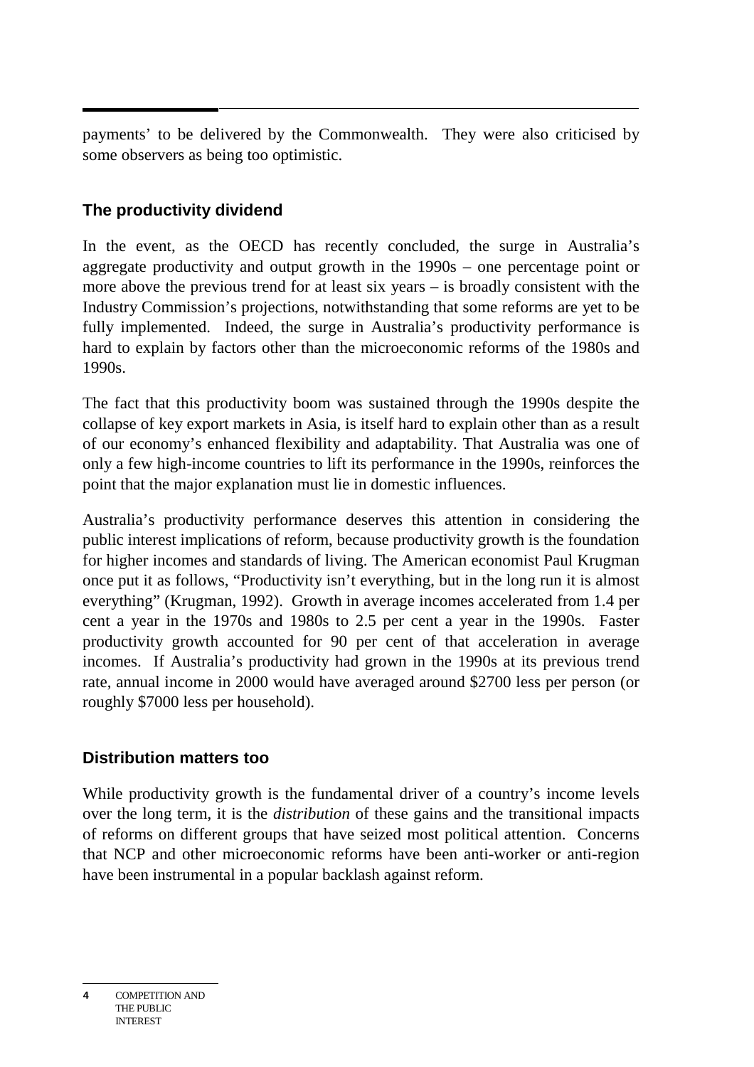payments' to be delivered by the Commonwealth. They were also criticised by some observers as being too optimistic.

## The productivity dividend

In the event, as the OECD has recently concluded, the surge in Australia's aggregate productivity and output growth in the 1990s – one percentage point or more above the previous trend for at least six years – is broadly consistent with the Industry Commission's projections, notwithstanding that some reforms are yet to be fully implemented. Indeed, the surge in Australia's productivity performance is hard to explain by factors other than the microeconomic reforms of the 1980s and 1990s.

The fact that this productivity boom was sustained through the 1990s despite the collapse of key export markets in Asia, is itself hard to explain other than as a result of our economy's enhanced flexibility and adaptability. That Australia was one of only a few high-income countries to lift its performance in the 1990s, reinforces the point that the major explanation must lie in domestic influences.

Australia's productivity performance deserves this attention in considering the public interest implications of reform, because productivity growth is the foundation for higher incomes and standards of living. The American economist Paul Krugman once put it as follows, "Productivity isn't everything, but in the long run it is almost everything" (Krugman, 1992). Growth in average incomes accelerated from 1.4 per cent a year in the 1970s and 1980s to 2.5 per cent a year in the 1990s. Faster productivity growth accounted for 90 per cent of that acceleration in average incomes. If Australia's productivity had grown in the 1990s at its previous trend rate, annual income in 2000 would have averaged around $2700 less per person (or roughly $7000 less per household).

## Distribution matters too

While productivity growth is the fundamental driver of a country's income levels over the long term, it is the *distribution* of these gains and the transitional impacts of reforms on different groups that have seized most political attention. Concerns that NCP and other microeconomic reforms have been anti-worker or anti-region have been instrumental in a popular backlash against reform.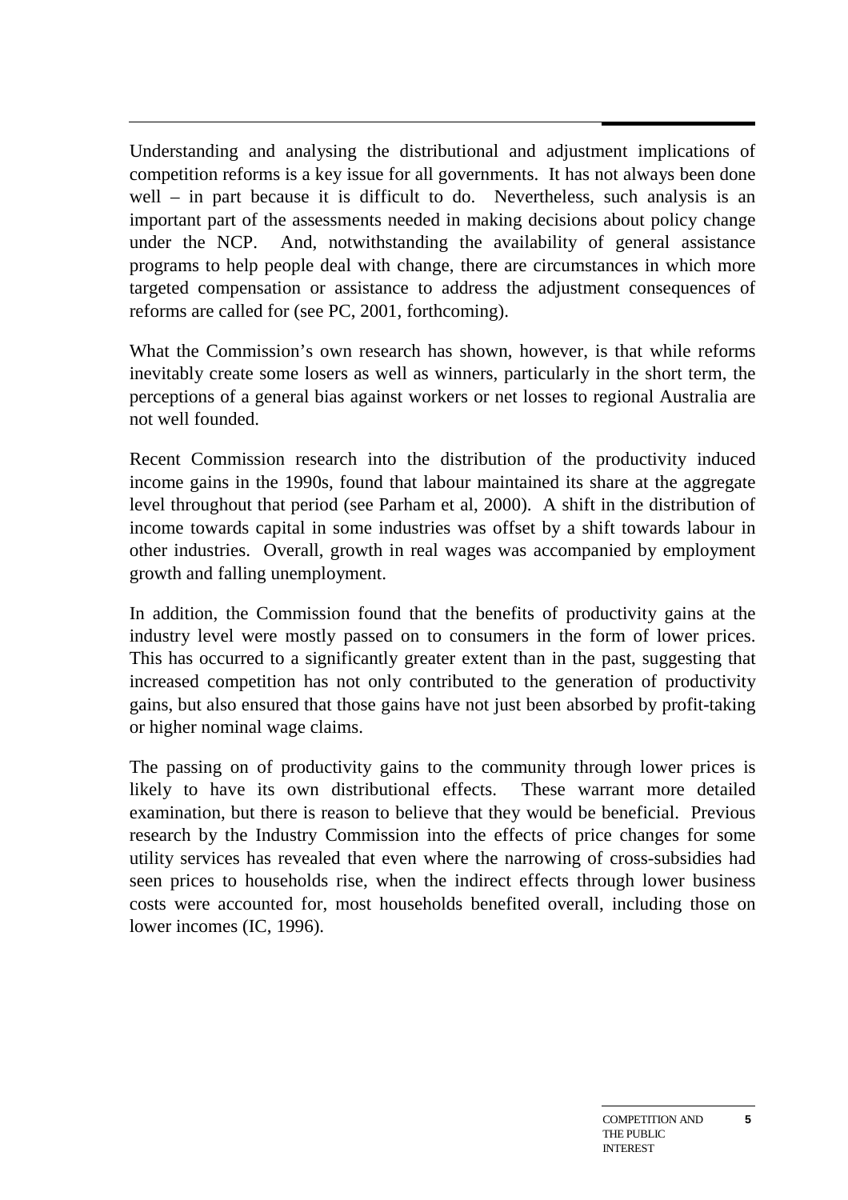Understanding and analysing the distributional and adjustment implications of competition reforms is a key issue for all governments. It has not always been done well – in part because it is difficult to do. Nevertheless, such analysis is an important part of the assessments needed in making decisions about policy change under the NCP. And, notwithstanding the availability of general assistance programs to help people deal with change, there are circumstances in which more targeted compensation or assistance to address the adjustment consequences of reforms are called for (see PC, 2001, forthcoming).

What the Commission's own research has shown, however, is that while reforms inevitably create some losers as well as winners, particularly in the short term, the perceptions of a general bias against workers or net losses to regional Australia are not well founded.

Recent Commission research into the distribution of the productivity induced income gains in the 1990s, found that labour maintained its share at the aggregate level throughout that period (see Parham et al, 2000). A shift in the distribution of income towards capital in some industries was offset by a shift towards labour in other industries. Overall, growth in real wages was accompanied by employment growth and falling unemployment.

In addition, the Commission found that the benefits of productivity gains at the industry level were mostly passed on to consumers in the form of lower prices. This has occurred to a significantly greater extent than in the past, suggesting that increased competition has not only contributed to the generation of productivity gains, but also ensured that those gains have not just been absorbed by profit-taking or higher nominal wage claims.

The passing on of productivity gains to the community through lower prices is likely to have its own distributional effects. These warrant more detailed examination, but there is reason to believe that they would be beneficial. Previous research by the Industry Commission into the effects of price changes for some utility services has revealed that even where the narrowing of cross-subsidies had seen prices to households rise, when the indirect effects through lower business costs were accounted for, most households benefited overall, including those on lower incomes (IC, 1996).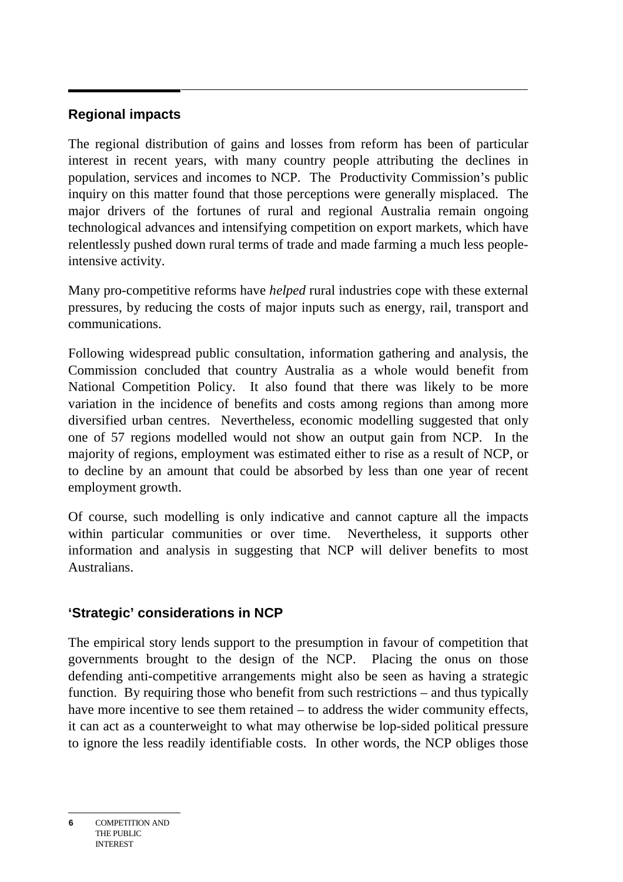## Regional impacts

The regional distribution of gains and losses from reform has been of particular interest in recent years, with many country people attributing the declines in population, services and incomes to NCP. The Productivity Commission's public inquiry on this matter found that those perceptions were generally misplaced. The major drivers of the fortunes of rural and regional Australia remain ongoing technological advances and intensifying competition on export markets, which have relentlessly pushed down rural terms of trade and made farming a much less people-intensive activity.

Many pro-competitive reforms have *helped* rural industries cope with these external pressures, by reducing the costs of major inputs such as energy, rail, transport and communications.

Following widespread public consultation, information gathering and analysis, the Commission concluded that country Australia as a whole would benefit from National Competition Policy. It also found that there was likely to be more variation in the incidence of benefits and costs among regions than among more diversified urban centres. Nevertheless, economic modelling suggested that only one of 57 regions modelled would not show an output gain from NCP. In the majority of regions, employment was estimated either to rise as a result of NCP, or to decline by an amount that could be absorbed by less than one year of recent employment growth.

Of course, such modelling is only indicative and cannot capture all the impacts within particular communities or over time. Nevertheless, it supports other information and analysis in suggesting that NCP will deliver benefits to most Australians.

## 'Strategic' considerations in NCP

The empirical story lends support to the presumption in favour of competition that governments brought to the design of the NCP. Placing the onus on those defending anti-competitive arrangements might also be seen as having a strategic function. By requiring those who benefit from such restrictions – and thus typically have more incentive to see them retained – to address the wider community effects, it can act as a counterweight to what may otherwise be lop-sided political pressure to ignore the less readily identifiable costs. In other words, the NCP obliges those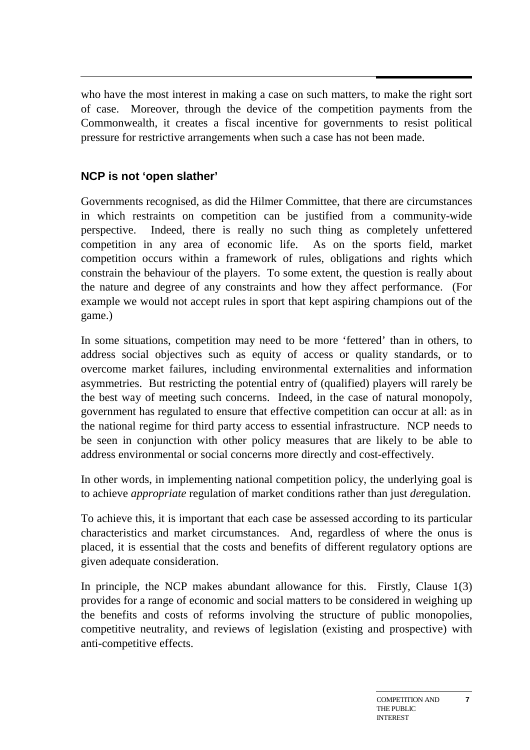who have the most interest in making a case on such matters, to make the right sort of case. Moreover, through the device of the competition payments from the Commonwealth, it creates a fiscal incentive for governments to resist political pressure for restrictive arrangements when such a case has not been made.

### NCP is not 'open slather'

Governments recognised, as did the Hilmer Committee, that there are circumstances in which restraints on competition can be justified from a community-wide perspective. Indeed, there is really no such thing as completely unfettered competition in any area of economic life. As on the sports field, market competition occurs within a framework of rules, obligations and rights which constrain the behaviour of the players. To some extent, the question is really about the nature and degree of any constraints and how they affect performance. (For example we would not accept rules in sport that kept aspiring champions out of the game.)

In some situations, competition may need to be more 'fettered' than in others, to address social objectives such as equity of access or quality standards, or to overcome market failures, including environmental externalities and information asymmetries. But restricting the potential entry of (qualified) players will rarely be the best way of meeting such concerns. Indeed, in the case of natural monopoly, government has regulated to ensure that effective competition can occur at all: as in the national regime for third party access to essential infrastructure. NCP needs to be seen in conjunction with other policy measures that are likely to be able to address environmental or social concerns more directly and cost-effectively.

In other words, in implementing national competition policy, the underlying goal is to achieve *appropriate* regulation of market conditions rather than just *de*regulation.

To achieve this, it is important that each case be assessed according to its particular characteristics and market circumstances. And, regardless of where the onus is placed, it is essential that the costs and benefits of different regulatory options are given adequate consideration.

In principle, the NCP makes abundant allowance for this. Firstly, Clause 1(3) provides for a range of economic and social matters to be considered in weighing up the benefits and costs of reforms involving the structure of public monopolies, competitive neutrality, and reviews of legislation (existing and prospective) with anti-competitive effects.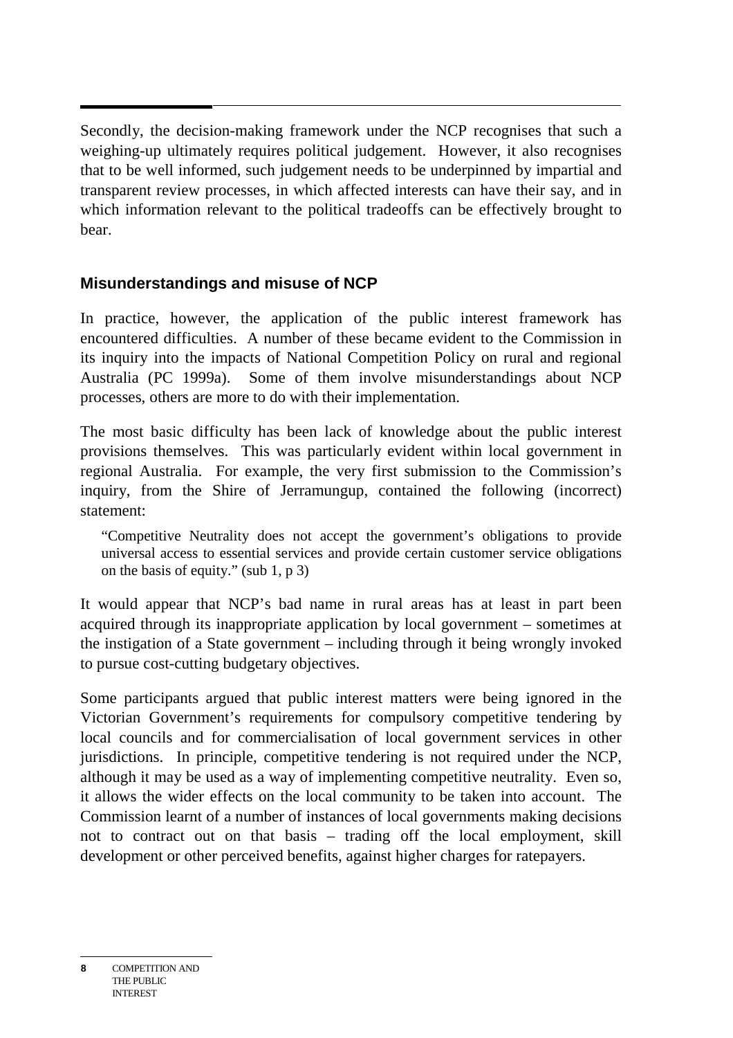Secondly, the decision-making framework under the NCP recognises that such a weighing-up ultimately requires political judgement. However, it also recognises that to be well informed, such judgement needs to be underpinned by impartial and transparent review processes, in which affected interests can have their say, and in which information relevant to the political tradeoffs can be effectively brought to bear.

### Misunderstandings and misuse of NCP

In practice, however, the application of the public interest framework has encountered difficulties. A number of these became evident to the Commission in its inquiry into the impacts of National Competition Policy on rural and regional Australia (PC 1999a). Some of them involve misunderstandings about NCP processes, others are more to do with their implementation.

The most basic difficulty has been lack of knowledge about the public interest provisions themselves. This was particularly evident within local government in regional Australia. For example, the very first submission to the Commission's inquiry, from the Shire of Jerramungup, contained the following (incorrect) statement:

> "Competitive Neutrality does not accept the government's obligations to provide universal access to essential services and provide certain customer service obligations on the basis of equity." (sub 1, p 3)

It would appear that NCP's bad name in rural areas has at least in part been acquired through its inappropriate application by local government – sometimes at the instigation of a State government – including through it being wrongly invoked to pursue cost-cutting budgetary objectives.

Some participants argued that public interest matters were being ignored in the Victorian Government's requirements for compulsory competitive tendering by local councils and for commercialisation of local government services in other jurisdictions. In principle, competitive tendering is not required under the NCP, although it may be used as a way of implementing competitive neutrality. Even so, it allows the wider effects on the local community to be taken into account. The Commission learnt of a number of instances of local governments making decisions not to contract out on that basis – trading off the local employment, skill development or other perceived benefits, against higher charges for ratepayers.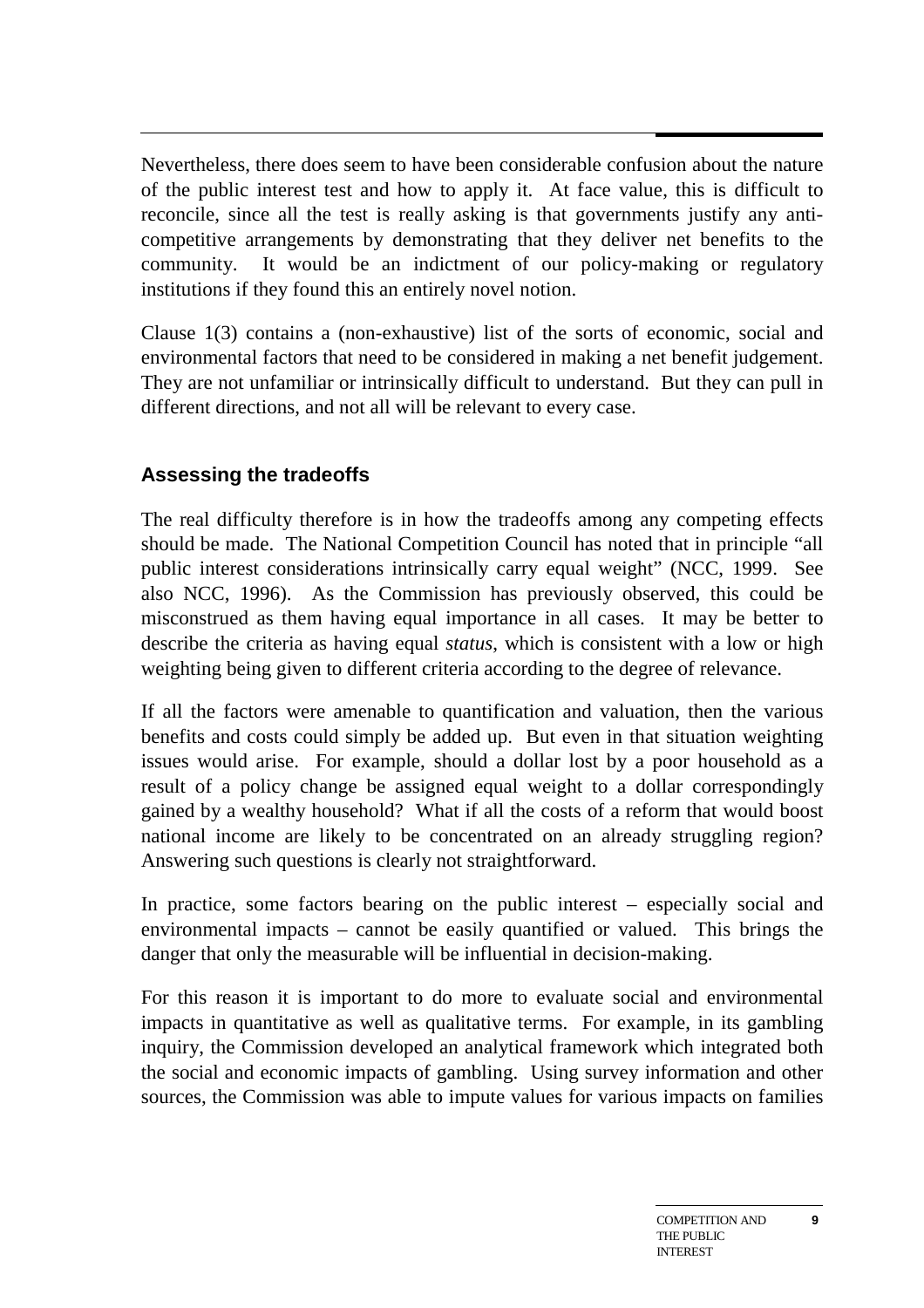Nevertheless, there does seem to have been considerable confusion about the nature of the public interest test and how to apply it. At face value, this is difficult to reconcile, since all the test is really asking is that governments justify any anti-competitive arrangements by demonstrating that they deliver net benefits to the community. It would be an indictment of our policy-making or regulatory institutions if they found this an entirely novel notion.

Clause 1(3) contains a (non-exhaustive) list of the sorts of economic, social and environmental factors that need to be considered in making a net benefit judgement. They are not unfamiliar or intrinsically difficult to understand. But they can pull in different directions, and not all will be relevant to every case.

### Assessing the tradeoffs

The real difficulty therefore is in how the tradeoffs among any competing effects should be made. The National Competition Council has noted that in principle "all public interest considerations intrinsically carry equal weight" (NCC, 1999. See also NCC, 1996). As the Commission has previously observed, this could be misconstrued as them having equal importance in all cases. It may be better to describe the criteria as having equal *status*, which is consistent with a low or high weighting being given to different criteria according to the degree of relevance.

If all the factors were amenable to quantification and valuation, then the various benefits and costs could simply be added up. But even in that situation weighting issues would arise. For example, should a dollar lost by a poor household as a result of a policy change be assigned equal weight to a dollar correspondingly gained by a wealthy household? What if all the costs of a reform that would boost national income are likely to be concentrated on an already struggling region? Answering such questions is clearly not straightforward.

In practice, some factors bearing on the public interest – especially social and environmental impacts – cannot be easily quantified or valued. This brings the danger that only the measurable will be influential in decision-making.

For this reason it is important to do more to evaluate social and environmental impacts in quantitative as well as qualitative terms. For example, in its gambling inquiry, the Commission developed an analytical framework which integrated both the social and economic impacts of gambling. Using survey information and other sources, the Commission was able to impute values for various impacts on families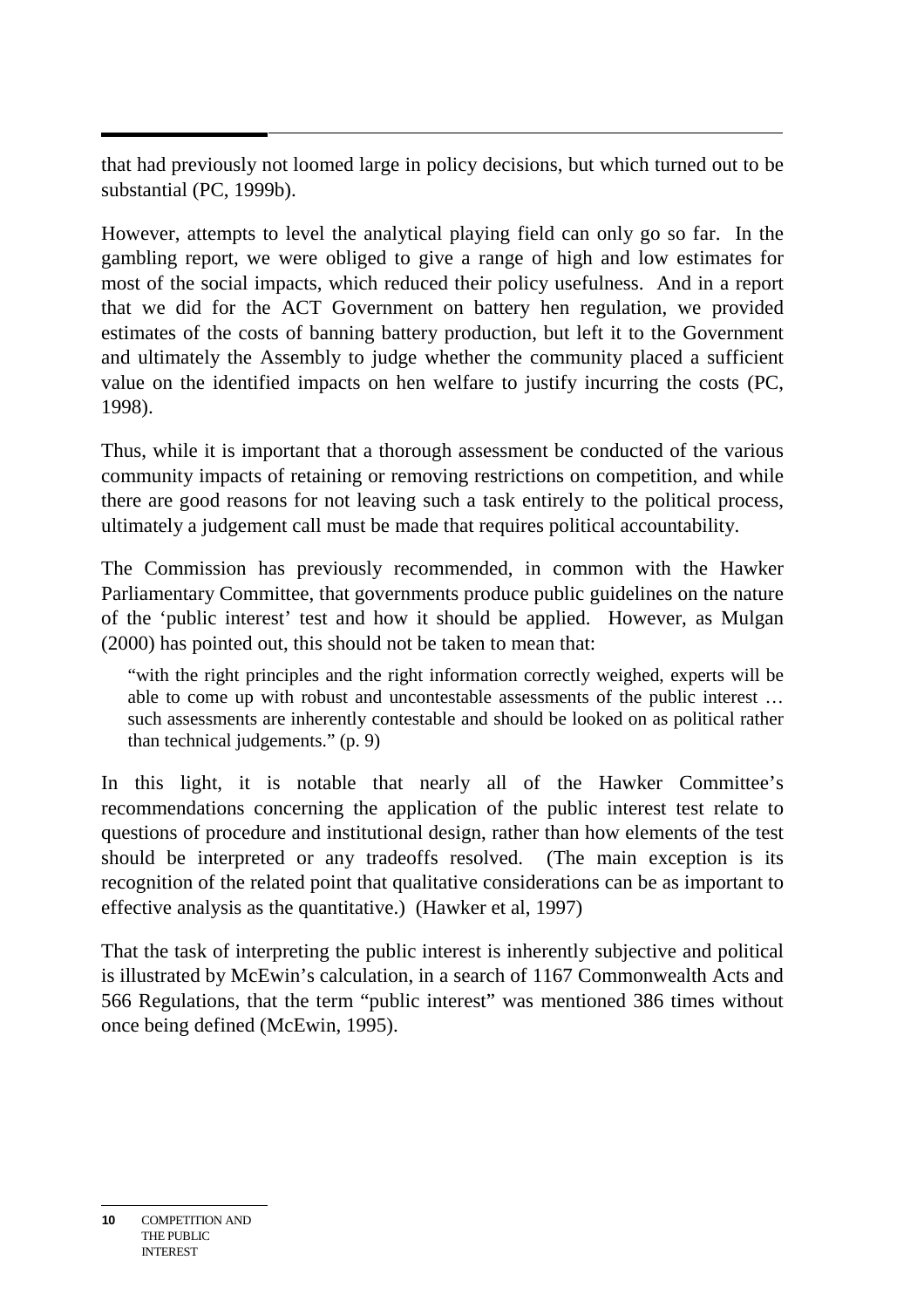that had previously not loomed large in policy decisions, but which turned out to be substantial (PC, 1999b).

However, attempts to level the analytical playing field can only go so far. In the gambling report, we were obliged to give a range of high and low estimates for most of the social impacts, which reduced their policy usefulness. And in a report that we did for the ACT Government on battery hen regulation, we provided estimates of the costs of banning battery production, but left it to the Government and ultimately the Assembly to judge whether the community placed a sufficient value on the identified impacts on hen welfare to justify incurring the costs (PC, 1998).

Thus, while it is important that a thorough assessment be conducted of the various community impacts of retaining or removing restrictions on competition, and while there are good reasons for not leaving such a task entirely to the political process, ultimately a judgement call must be made that requires political accountability.

The Commission has previously recommended, in common with the Hawker Parliamentary Committee, that governments produce public guidelines on the nature of the 'public interest' test and how it should be applied. However, as Mulgan (2000) has pointed out, this should not be taken to mean that:

> "with the right principles and the right information correctly weighed, experts will be able to come up with robust and uncontestable assessments of the public interest … such assessments are inherently contestable and should be looked on as political rather than technical judgements." (p. 9)

In this light, it is notable that nearly all of the Hawker Committee's recommendations concerning the application of the public interest test relate to questions of procedure and institutional design, rather than how elements of the test should be interpreted or any tradeoffs resolved. (The main exception is its recognition of the related point that qualitative considerations can be as important to effective analysis as the quantitative.) (Hawker et al, 1997)

That the task of interpreting the public interest is inherently subjective and political is illustrated by McEwin's calculation, in a search of 1167 Commonwealth Acts and 566 Regulations, that the term "public interest" was mentioned 386 times without once being defined (McEwin, 1995).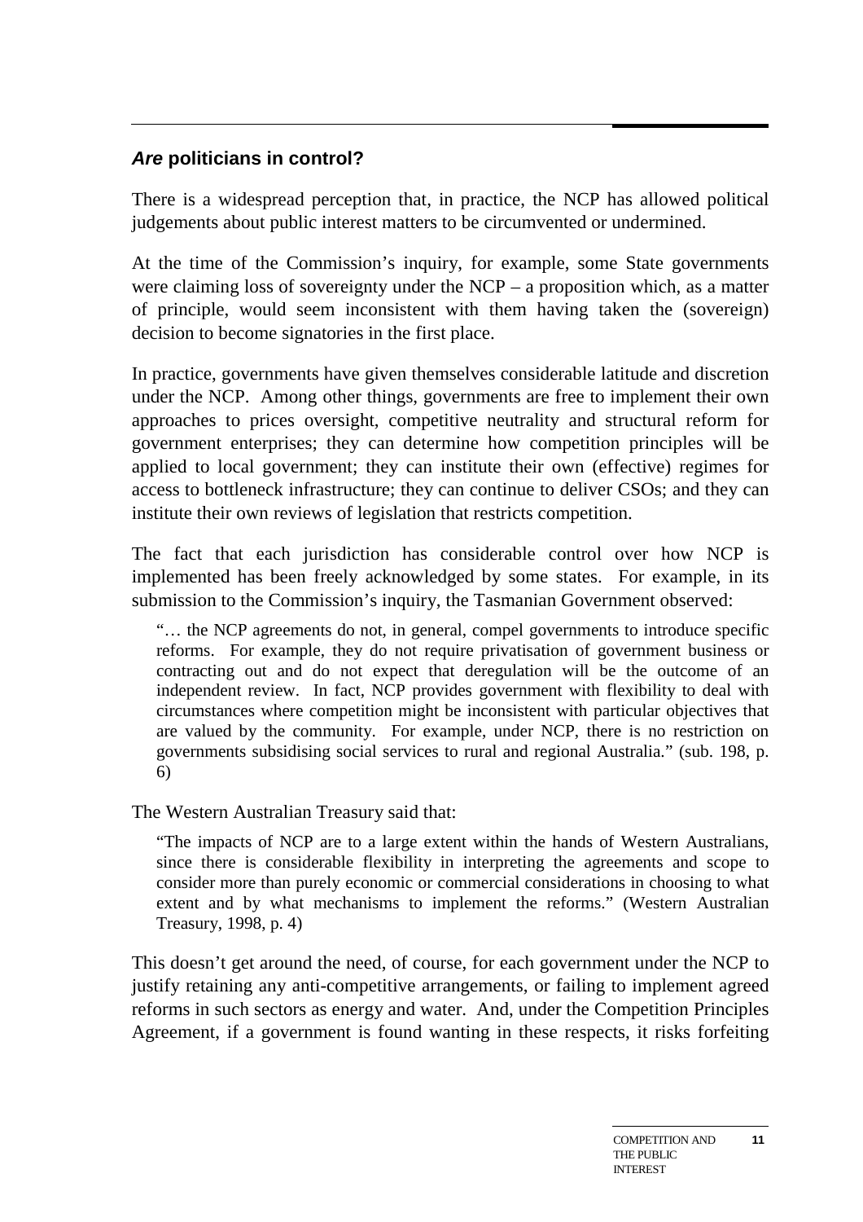## ***Are* politicians in control?**

There is a widespread perception that, in practice, the NCP has allowed political judgements about public interest matters to be circumvented or undermined.

At the time of the Commission's inquiry, for example, some State governments were claiming loss of sovereignty under the NCP – a proposition which, as a matter of principle, would seem inconsistent with them having taken the (sovereign) decision to become signatories in the first place.

In practice, governments have given themselves considerable latitude and discretion under the NCP. Among other things, governments are free to implement their own approaches to prices oversight, competitive neutrality and structural reform for government enterprises; they can determine how competition principles will be applied to local government; they can institute their own (effective) regimes for access to bottleneck infrastructure; they can continue to deliver CSOs; and they can institute their own reviews of legislation that restricts competition.

The fact that each jurisdiction has considerable control over how NCP is implemented has been freely acknowledged by some states. For example, in its submission to the Commission's inquiry, the Tasmanian Government observed:

> "… the NCP agreements do not, in general, compel governments to introduce specific reforms. For example, they do not require privatisation of government business or contracting out and do not expect that deregulation will be the outcome of an independent review. In fact, NCP provides government with flexibility to deal with circumstances where competition might be inconsistent with particular objectives that are valued by the community. For example, under NCP, there is no restriction on governments subsidising social services to rural and regional Australia." (sub. 198, p. 6)

The Western Australian Treasury said that:

> "The impacts of NCP are to a large extent within the hands of Western Australians, since there is considerable flexibility in interpreting the agreements and scope to consider more than purely economic or commercial considerations in choosing to what extent and by what mechanisms to implement the reforms." (Western Australian Treasury, 1998, p. 4)

This doesn't get around the need, of course, for each government under the NCP to justify retaining any anti-competitive arrangements, or failing to implement agreed reforms in such sectors as energy and water. And, under the Competition Principles Agreement, if a government is found wanting in these respects, it risks forfeiting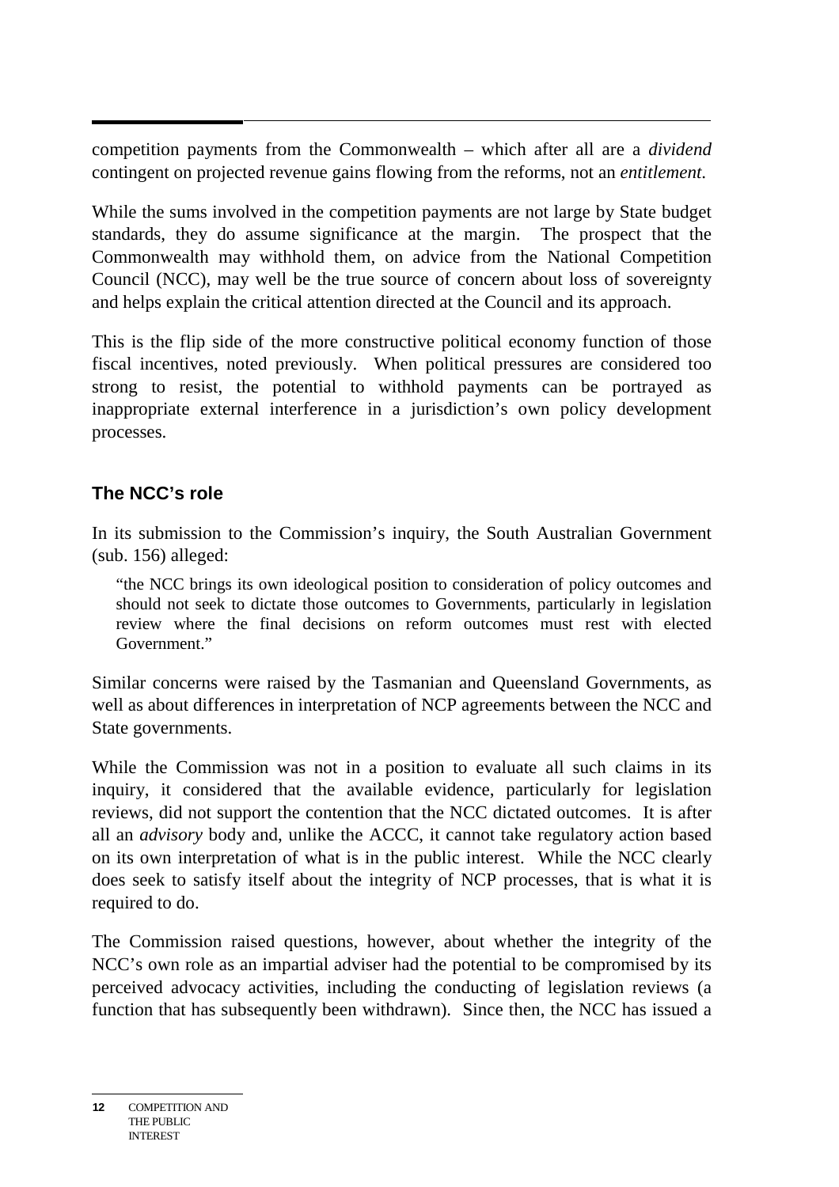competition payments from the Commonwealth – which after all are a *dividend* contingent on projected revenue gains flowing from the reforms, not an *entitlement.*

While the sums involved in the competition payments are not large by State budget standards, they do assume significance at the margin. The prospect that the Commonwealth may withhold them, on advice from the National Competition Council (NCC), may well be the true source of concern about loss of sovereignty and helps explain the critical attention directed at the Council and its approach.

This is the flip side of the more constructive political economy function of those fiscal incentives, noted previously. When political pressures are considered too strong to resist, the potential to withhold payments can be portrayed as inappropriate external interference in a jurisdiction's own policy development processes.

### The NCC's role

In its submission to the Commission's inquiry, the South Australian Government (sub. 156) alleged:

> "the NCC brings its own ideological position to consideration of policy outcomes and should not seek to dictate those outcomes to Governments, particularly in legislation review where the final decisions on reform outcomes must rest with elected Government."

Similar concerns were raised by the Tasmanian and Queensland Governments, as well as about differences in interpretation of NCP agreements between the NCC and State governments.

While the Commission was not in a position to evaluate all such claims in its inquiry, it considered that the available evidence, particularly for legislation reviews, did not support the contention that the NCC dictated outcomes. It is after all an *advisory* body and, unlike the ACCC, it cannot take regulatory action based on its own interpretation of what is in the public interest. While the NCC clearly does seek to satisfy itself about the integrity of NCP processes, that is what it is required to do.

The Commission raised questions, however, about whether the integrity of the NCC's own role as an impartial adviser had the potential to be compromised by its perceived advocacy activities, including the conducting of legislation reviews (a function that has subsequently been withdrawn). Since then, the NCC has issued a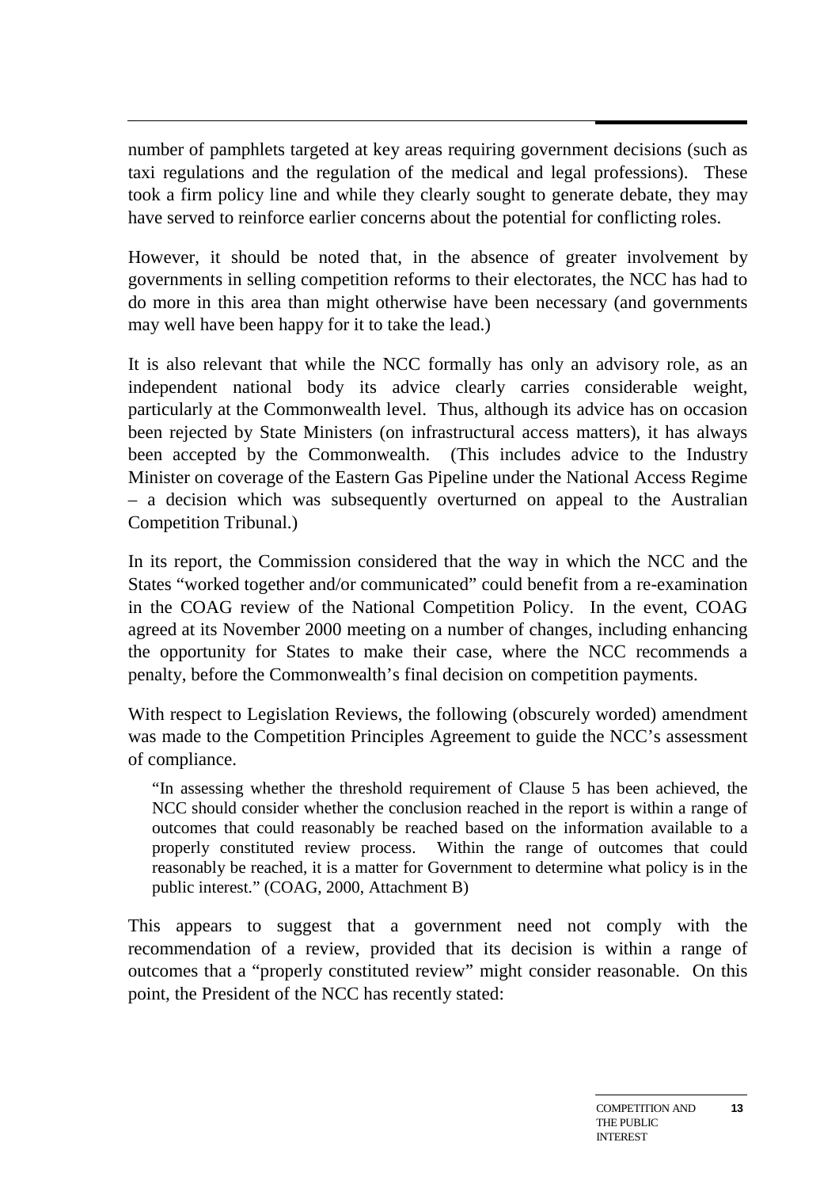number of pamphlets targeted at key areas requiring government decisions (such as taxi regulations and the regulation of the medical and legal professions). These took a firm policy line and while they clearly sought to generate debate, they may have served to reinforce earlier concerns about the potential for conflicting roles.

However, it should be noted that, in the absence of greater involvement by governments in selling competition reforms to their electorates, the NCC has had to do more in this area than might otherwise have been necessary (and governments may well have been happy for it to take the lead.)

It is also relevant that while the NCC formally has only an advisory role, as an independent national body its advice clearly carries considerable weight, particularly at the Commonwealth level. Thus, although its advice has on occasion been rejected by State Ministers (on infrastructural access matters), it has always been accepted by the Commonwealth. (This includes advice to the Industry Minister on coverage of the Eastern Gas Pipeline under the National Access Regime – a decision which was subsequently overturned on appeal to the Australian Competition Tribunal.)

In its report, the Commission considered that the way in which the NCC and the States "worked together and/or communicated" could benefit from a re-examination in the COAG review of the National Competition Policy. In the event, COAG agreed at its November 2000 meeting on a number of changes, including enhancing the opportunity for States to make their case, where the NCC recommends a penalty, before the Commonwealth's final decision on competition payments.

With respect to Legislation Reviews, the following (obscurely worded) amendment was made to the Competition Principles Agreement to guide the NCC's assessment of compliance.

> "In assessing whether the threshold requirement of Clause 5 has been achieved, the NCC should consider whether the conclusion reached in the report is within a range of outcomes that could reasonably be reached based on the information available to a properly constituted review process. Within the range of outcomes that could reasonably be reached, it is a matter for Government to determine what policy is in the public interest." (COAG, 2000, Attachment B)

This appears to suggest that a government need not comply with the recommendation of a review, provided that its decision is within a range of outcomes that a "properly constituted review" might consider reasonable. On this point, the President of the NCC has recently stated: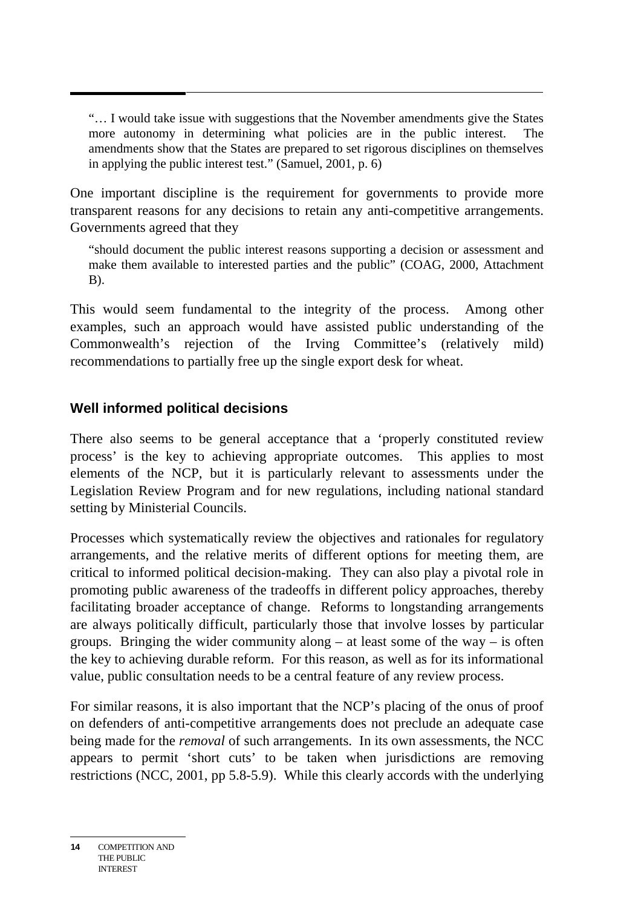> "… I would take issue with suggestions that the November amendments give the States more autonomy in determining what policies are in the public interest. The amendments show that the States are prepared to set rigorous disciplines on themselves in applying the public interest test." (Samuel, 2001, p. 6)

One important discipline is the requirement for governments to provide more transparent reasons for any decisions to retain any anti-competitive arrangements. Governments agreed that they

> "should document the public interest reasons supporting a decision or assessment and make them available to interested parties and the public" (COAG, 2000, Attachment B).

This would seem fundamental to the integrity of the process. Among other examples, such an approach would have assisted public understanding of the Commonwealth's rejection of the Irving Committee's (relatively mild) recommendations to partially free up the single export desk for wheat.

## Well informed political decisions

There also seems to be general acceptance that a 'properly constituted review process' is the key to achieving appropriate outcomes. This applies to most elements of the NCP, but it is particularly relevant to assessments under the Legislation Review Program and for new regulations, including national standard setting by Ministerial Councils.

Processes which systematically review the objectives and rationales for regulatory arrangements, and the relative merits of different options for meeting them, are critical to informed political decision-making. They can also play a pivotal role in promoting public awareness of the tradeoffs in different policy approaches, thereby facilitating broader acceptance of change. Reforms to longstanding arrangements are always politically difficult, particularly those that involve losses by particular groups. Bringing the wider community along – at least some of the way – is often the key to achieving durable reform. For this reason, as well as for its informational value, public consultation needs to be a central feature of any review process.

For similar reasons, it is also important that the NCP's placing of the onus of proof on defenders of anti-competitive arrangements does not preclude an adequate case being made for the *removal* of such arrangements. In its own assessments, the NCC appears to permit 'short cuts' to be taken when jurisdictions are removing restrictions (NCC, 2001, pp 5.8-5.9). While this clearly accords with the underlying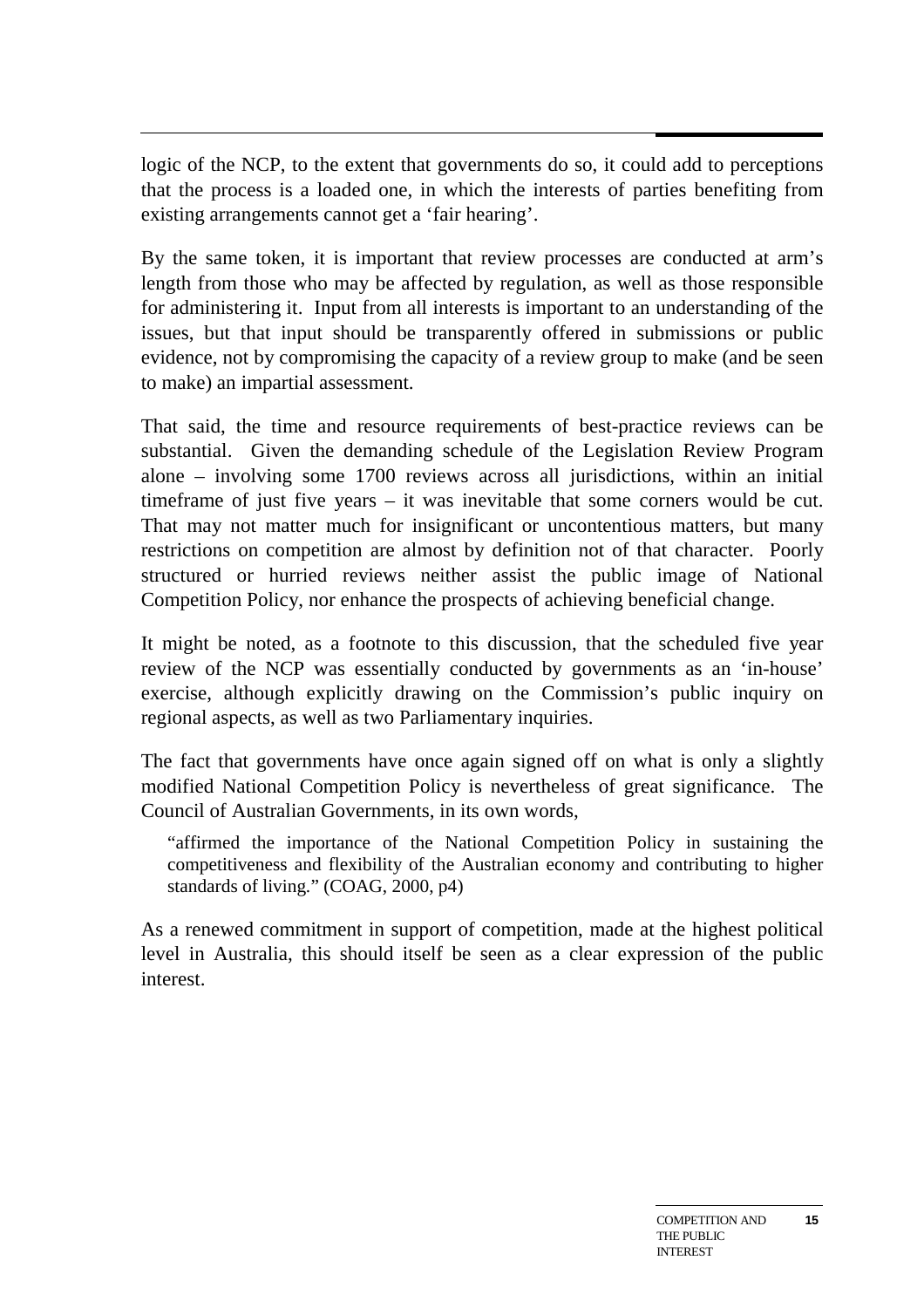logic of the NCP, to the extent that governments do so, it could add to perceptions that the process is a loaded one, in which the interests of parties benefiting from existing arrangements cannot get a 'fair hearing'.

By the same token, it is important that review processes are conducted at arm's length from those who may be affected by regulation, as well as those responsible for administering it. Input from all interests is important to an understanding of the issues, but that input should be transparently offered in submissions or public evidence, not by compromising the capacity of a review group to make (and be seen to make) an impartial assessment.

That said, the time and resource requirements of best-practice reviews can be substantial. Given the demanding schedule of the Legislation Review Program alone – involving some 1700 reviews across all jurisdictions, within an initial timeframe of just five years – it was inevitable that some corners would be cut. That may not matter much for insignificant or uncontentious matters, but many restrictions on competition are almost by definition not of that character. Poorly structured or hurried reviews neither assist the public image of National Competition Policy, nor enhance the prospects of achieving beneficial change.

It might be noted, as a footnote to this discussion, that the scheduled five year review of the NCP was essentially conducted by governments as an 'in-house' exercise, although explicitly drawing on the Commission's public inquiry on regional aspects, as well as two Parliamentary inquiries.

The fact that governments have once again signed off on what is only a slightly modified National Competition Policy is nevertheless of great significance. The Council of Australian Governments, in its own words,

> "affirmed the importance of the National Competition Policy in sustaining the competitiveness and flexibility of the Australian economy and contributing to higher standards of living." (COAG, 2000, p4)

As a renewed commitment in support of competition, made at the highest political level in Australia, this should itself be seen as a clear expression of the public interest.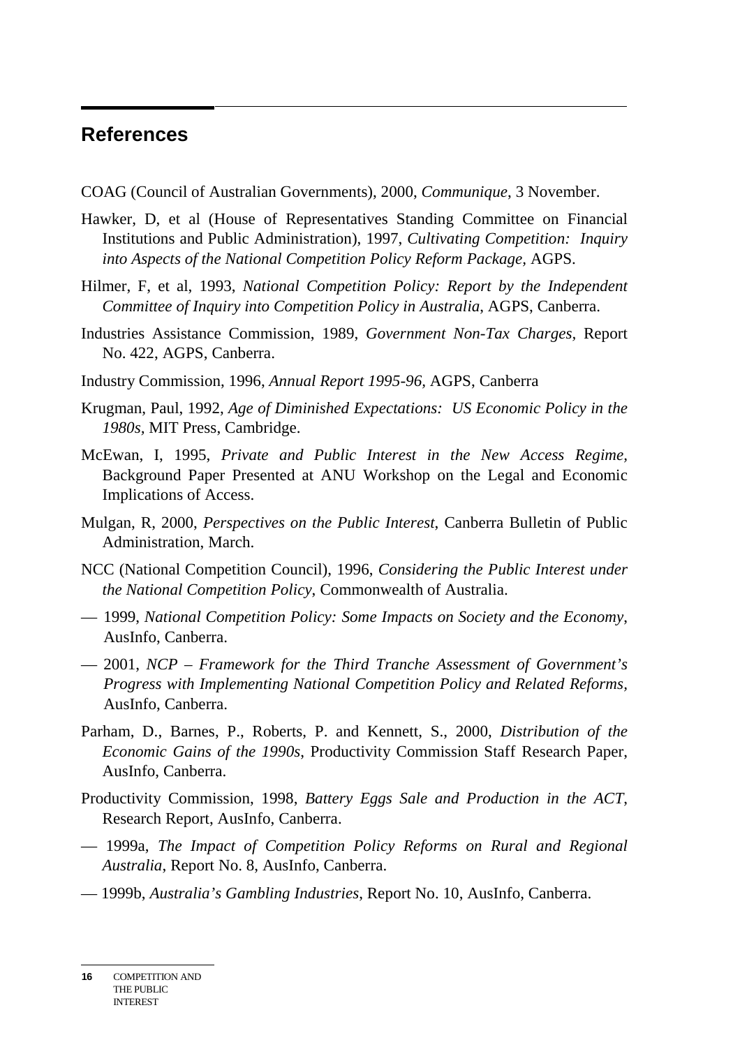## References

COAG (Council of Australian Governments), 2000, *Communique*, 3 November.

Hawker, D, et al (House of Representatives Standing Committee on Financial Institutions and Public Administration), 1997, *Cultivating Competition: Inquiry into Aspects of the National Competition Policy Reform Package,* AGPS.

Hilmer, F, et al, 1993, *National Competition Policy: Report by the Independent Committee of Inquiry into Competition Policy in Australia*, AGPS, Canberra.

Industries Assistance Commission, 1989, *Government Non-Tax Charges,* Report No. 422, AGPS, Canberra.

Industry Commission, 1996, *Annual Report 1995-96*, AGPS, Canberra

Krugman, Paul, 1992, *Age of Diminished Expectations: US Economic Policy in the 1980s,* MIT Press, Cambridge.

McEwan, I, 1995, *Private and Public Interest in the New Access Regime,* Background Paper Presented at ANU Workshop on the Legal and Economic Implications of Access.

Mulgan, R, 2000, *Perspectives on the Public Interest,* Canberra Bulletin of Public Administration, March.

NCC (National Competition Council), 1996, *Considering the Public Interest under the National Competition Policy*, Commonwealth of Australia.

— 1999, *National Competition Policy: Some Impacts on Society and the Economy*, AusInfo, Canberra.

— 2001, *NCP – Framework for the Third Tranche Assessment of Government's Progress with Implementing National Competition Policy and Related Reforms*, AusInfo, Canberra.

Parham, D., Barnes, P., Roberts, P. and Kennett, S., 2000, *Distribution of the Economic Gains of the 1990s*, Productivity Commission Staff Research Paper, AusInfo, Canberra.

Productivity Commission, 1998, *Battery Eggs Sale and Production in the ACT*, Research Report, AusInfo, Canberra.

— 1999a, *The Impact of Competition Policy Reforms on Rural and Regional Australia*, Report No. 8, AusInfo, Canberra.

— 1999b, *Australia's Gambling Industries*, Report No. 10, AusInfo, Canberra.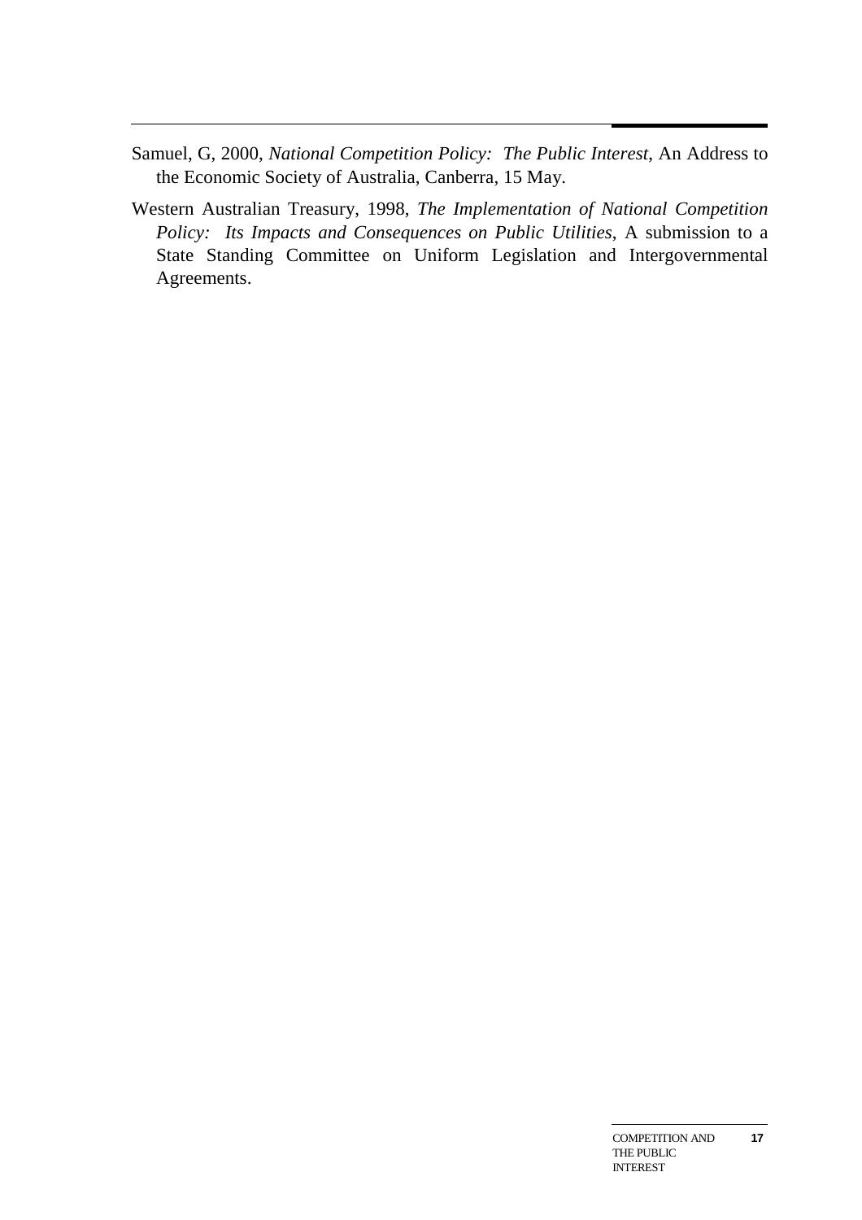Samuel, G, 2000, *National Competition Policy: The Public Interest*, An Address to the Economic Society of Australia, Canberra, 15 May.

Western Australian Treasury, 1998, *The Implementation of National Competition Policy: Its Impacts and Consequences on Public Utilities*, A submission to a State Standing Committee on Uniform Legislation and Intergovernmental Agreements.